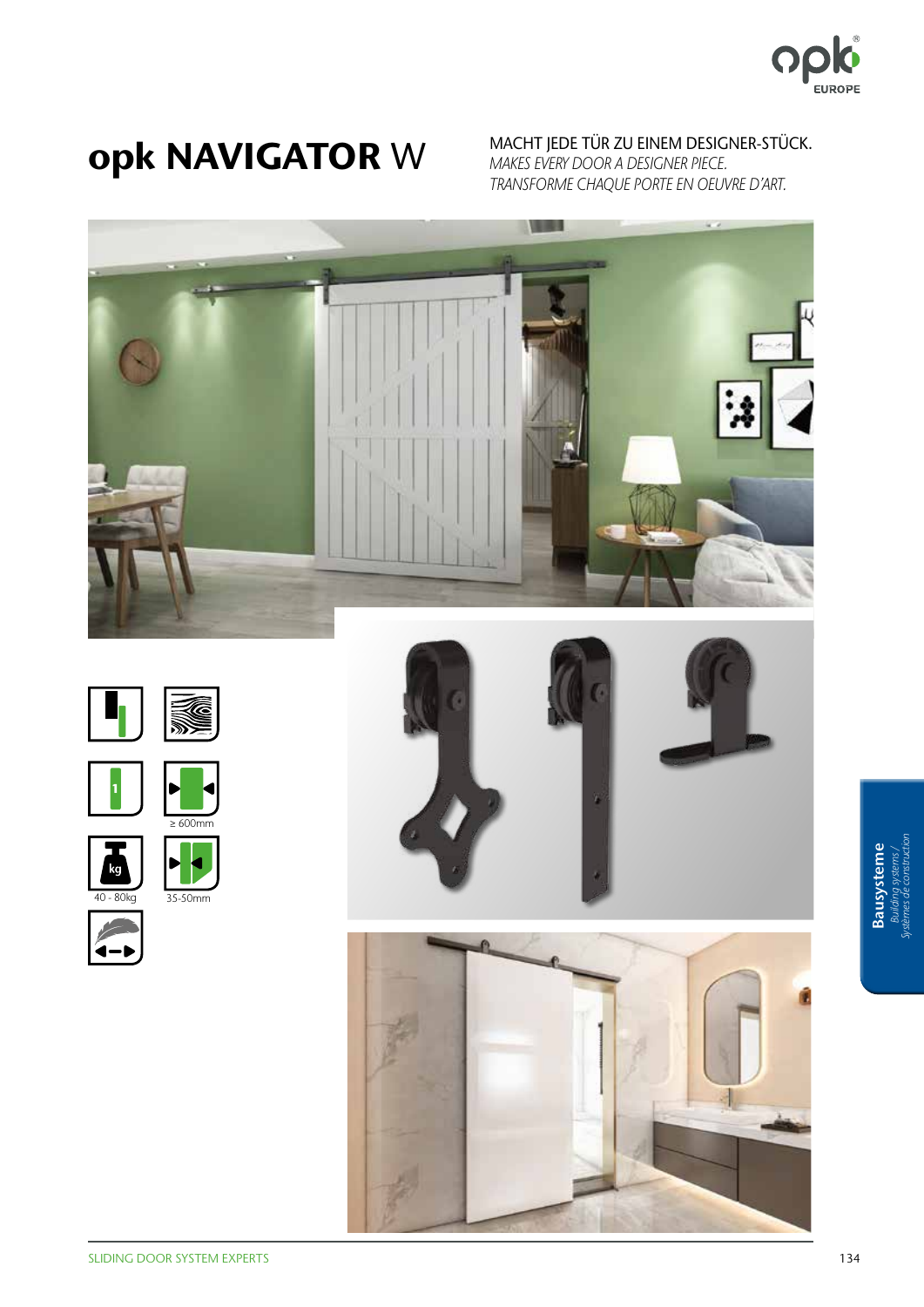# opk NAVIGATOR W

MACHT JEDE TÜR ZU EINEM DESIGNER-STÜCK.
*MAKES EVERY DOOR A DESIGNER PIECE.*
*TRANSFORME CHAQUE PORTE EN OEUVRE D'ART.*

≥ 600mm

40 - 80kg

35-50mm

**Bausysteme**
*Building systems / Systèmes de construction*

SLIDING DOOR SYSTEM EXPERTS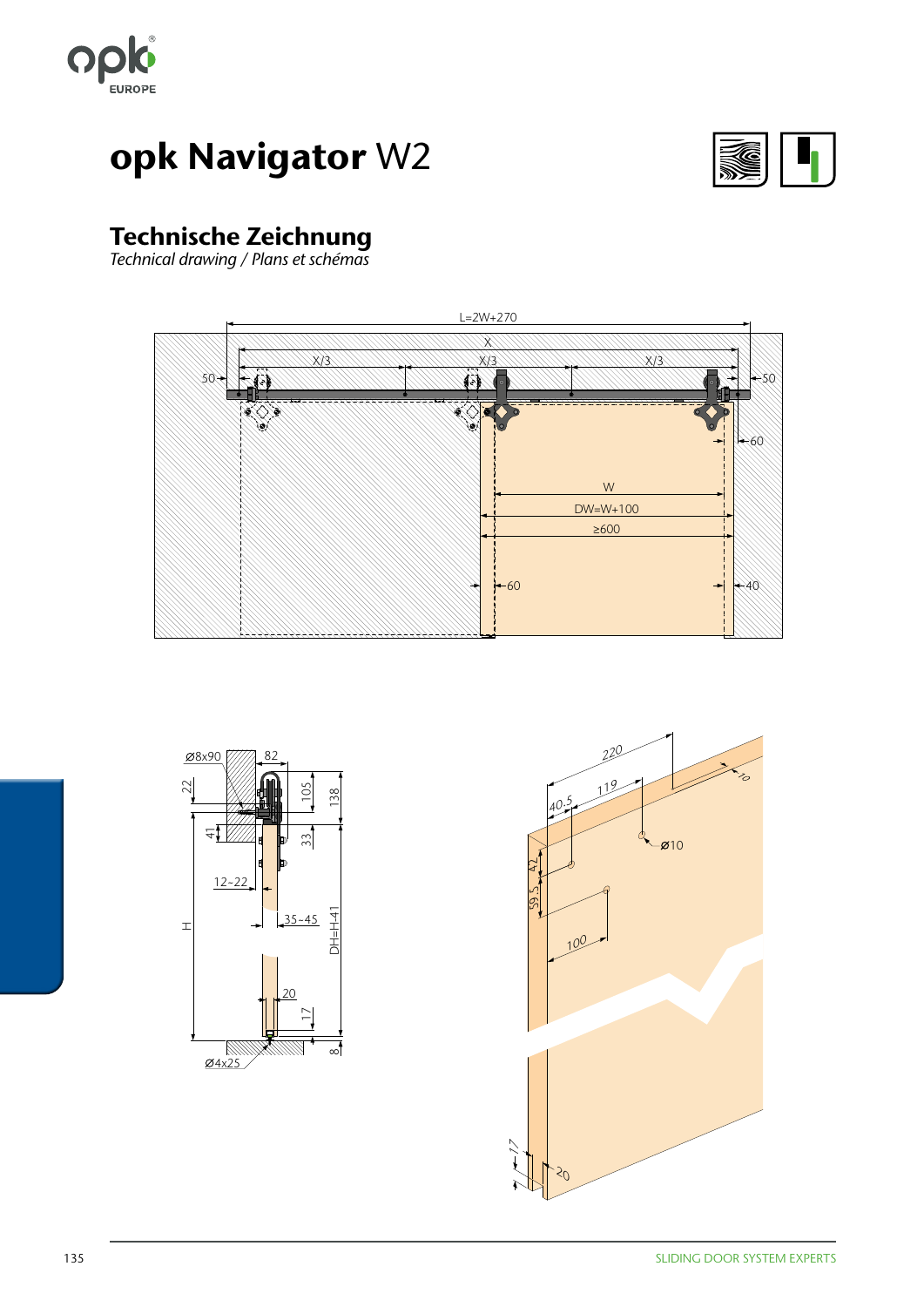# opk Navigator W2

## Technische Zeichnung

*Technical drawing / Plans et schémas*

L=2W+270

X

X/3 X/3 X/3

50 50

60

W

DW=W+100

≥600

60 40

Ø8x90 82

22 105 138

41 33

12-22

H 35-45 DH=H-41

20

17

8

Ø4x25

220

119

40,5

10

Ø10

42

59,5

100

17

20

SLIDING DOOR SYSTEM EXPERTS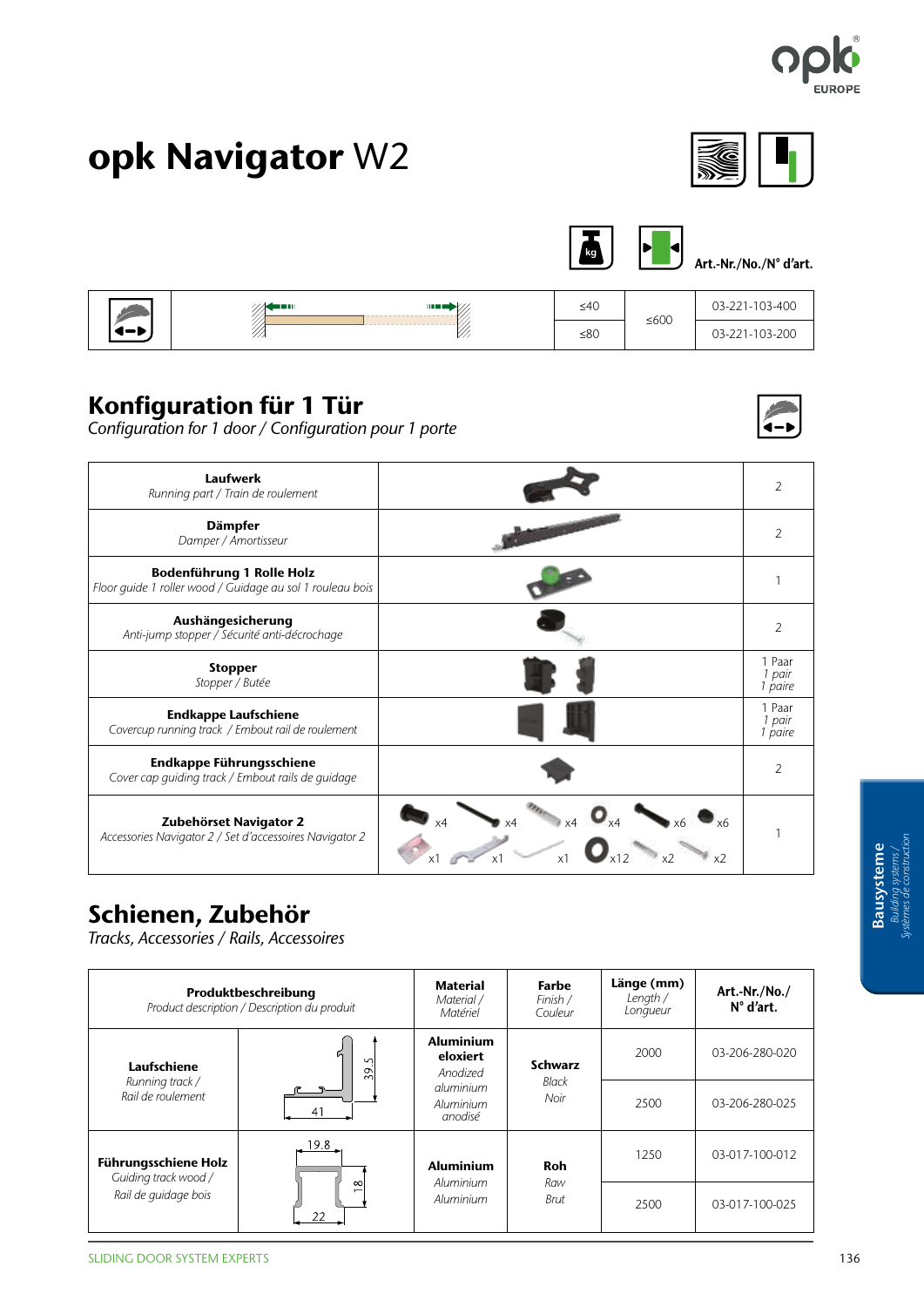# opk Navigator W2

| | | kg | | Art.-Nr./No./N° d'art. |
|---|---|---|---|---|
| | | ≤40 | ≤600 | 03-221-103-400 |
| | | ≤80 | | 03-221-103-200 |

## Konfiguration für 1 Tür

*Configuration for 1 door / Configuration pour 1 porte*

| | | |
|---|---|---|
| **Laufwerk**<br>*Running part / Train de roulement* | | 2 |
| **Dämpfer**<br>*Damper / Amortisseur* | | 2 |
| **Bodenführung 1 Rolle Holz**<br>*Floor guide 1 roller wood / Guidage au sol 1 rouleau bois* | | 1 |
| **Aushängesicherung**<br>*Anti-jump stopper / Sécurité anti-décrochage* | | 2 |
| **Stopper**<br>*Stopper / Butée* | | 1 Paar<br>*1 pair*<br>*1 paire* |
| **Endkappe Laufschiene**<br>*Covercup running track / Embout rail de roulement* | | 1 Paar<br>*1 pair*<br>*1 paire* |
| **Endkappe Führungsschiene**<br>*Cover cap guiding track / Embout rails de guidage* | | 2 |
| **Zubehörset Navigator 2**<br>*Accessories Navigator 2 / Set d'accessoires Navigator 2* | x4 x4 x4 x4 x6 x6<br>x1 x1 x1 x12 x2 x2 | 1 |

## Schienen, Zubehör

*Tracks, Accessories / Rails, Accessoires*

| **Produktbeschreibung**<br>*Product description / Description du produit* | | **Material**<br>*Material / Matériel* | **Farbe**<br>*Finish / Couleur* | **Länge (mm)**<br>*Length / Longueur* | **Art.-Nr./No./ N° d'art.** |
|---|---|---|---|---|---|
| **Laufschiene**<br>*Running track / Rail de roulement* | 41 / 39.5 | **Aluminium eloxiert**<br>*Anodized aluminium*<br>*Aluminium anodisé* | **Schwarz**<br>*Black*<br>*Noir* | 2000 | 03-206-280-020 |
| | | | | 2500 | 03-206-280-025 |
| **Führungsschiene Holz**<br>*Guiding track wood / Rail de guidage bois* | 19.8 / 18 / 22 | **Aluminium**<br>*Aluminium*<br>*Aluminium* | **Roh**<br>*Raw*<br>*Brut* | 1250 | 03-017-100-012 |
| | | | | 2500 | 03-017-100-025 |

**Bausysteme**
*Building systems / Systèmes de construction*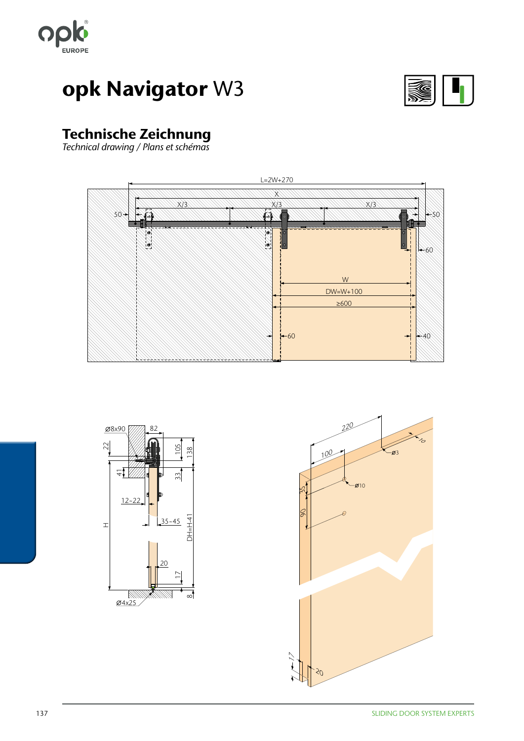# **opk Navigator** W3

## Technische Zeichnung

*Technical drawing / Plans et schémas*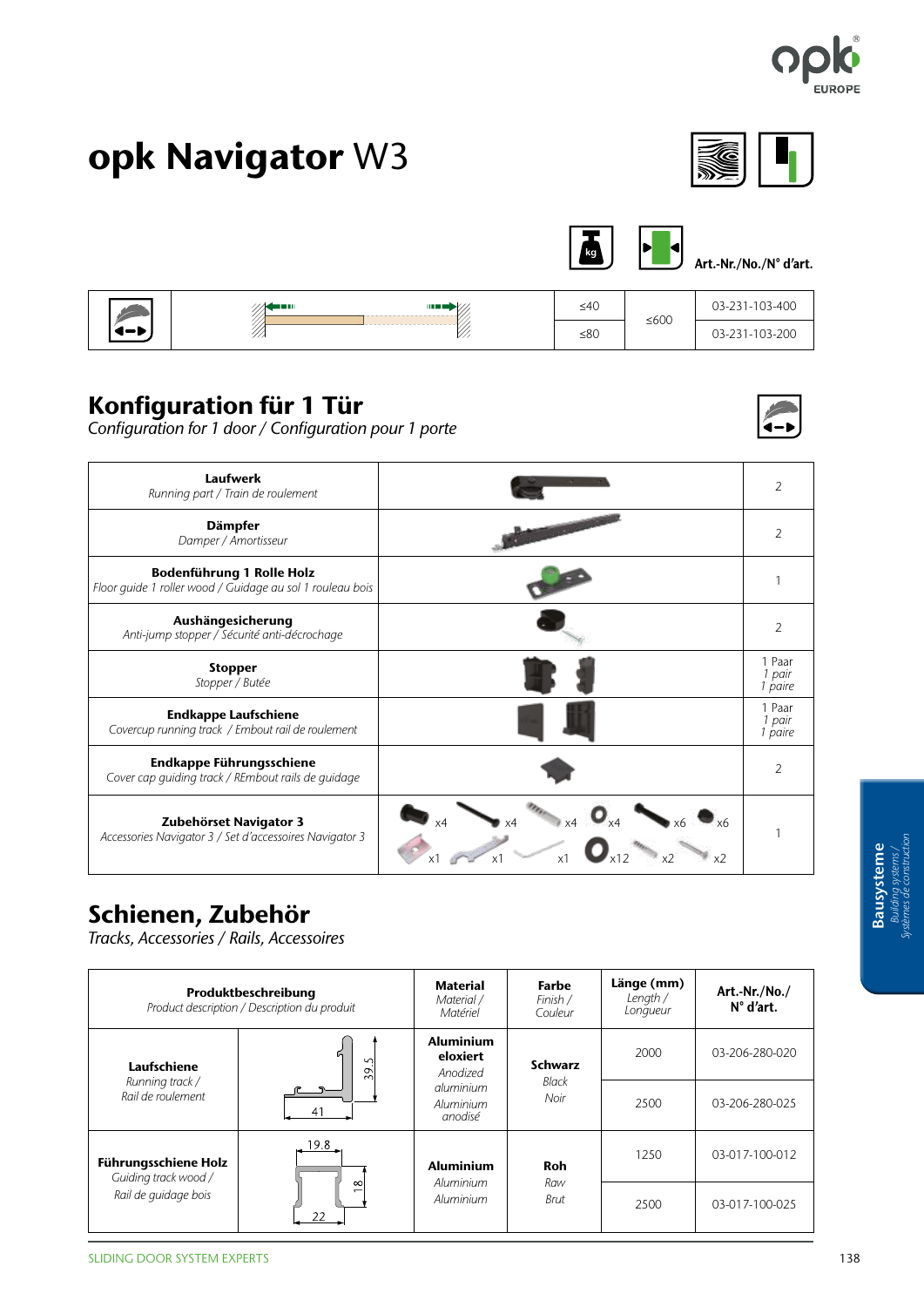# opk Navigator W3

| | | kg | | Art.-Nr./No./N° d'art. |
|---|---|---|---|---|
| | | ≤40 | ≤600 | 03-231-103-400 |
| | | ≤80 | | 03-231-103-200 |

## Konfiguration für 1 Tür

*Configuration for 1 door / Configuration pour 1 porte*

| | | |
|---|---|---|
| **Laufwerk** *Running part / Train de roulement* | | 2 |
| **Dämpfer** *Damper / Amortisseur* | | 2 |
| **Bodenführung 1 Rolle Holz** *Floor guide 1 roller wood / Guidage au sol 1 rouleau bois* | | 1 |
| **Aushängesicherung** *Anti-jump stopper / Sécurité anti-décrochage* | | 2 |
| **Stopper** *Stopper / Butée* | | 1 Paar *1 pair* *1 paire* |
| **Endkappe Laufschiene** *Covercup running track / Embout rail de roulement* | | 1 Paar *1 pair* *1 paire* |
| **Endkappe Führungsschiene** *Cover cap guiding track / REmbout rails de guidage* | | 2 |
| **Zubehörset Navigator 3** *Accessories Navigator 3 / Set d'accessoires Navigator 3* | x4 x4 x4 x4 x6 x6 x1 x1 x1 x12 x2 x2 | 1 |

## Schienen, Zubehör

*Tracks, Accessories / Rails, Accessoires*

| Produktbeschreibung *Product description / Description du produit* | | Material *Material / Matériel* | Farbe *Finish / Couleur* | Länge (mm) *Length / Longueur* | Art.-Nr./No./ N° d'art. |
|---|---|---|---|---|---|
| **Laufschiene** *Running track / Rail de roulement* | 39.5 / 41 | **Aluminium eloxiert** *Anodized aluminium* *Aluminium anodisé* | **Schwarz** *Black* *Noir* | 2000 | 03-206-280-020 |
| | | | | 2500 | 03-206-280-025 |
| **Führungsschiene Holz** *Guiding track wood / Rail de guidage bois* | 19.8 / 18 / 22 | **Aluminium** *Aluminium* *Aluminium* | **Roh** *Raw* *Brut* | 1250 | 03-017-100-012 |
| | | | | 2500 | 03-017-100-025 |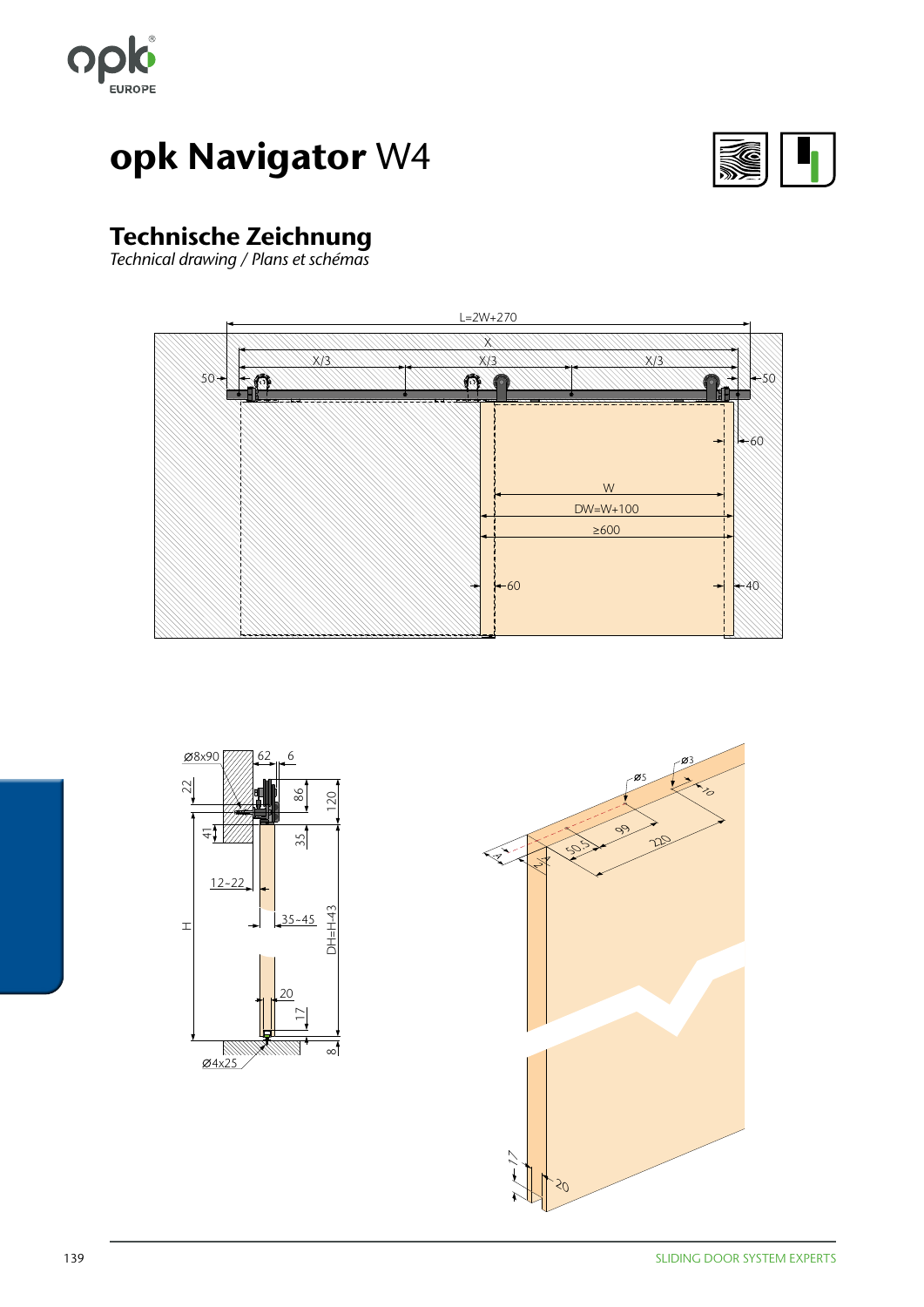# opk Navigator W4

## Technische Zeichnung

*Technical drawing / Plans et schémas*

L=2W+270

X

X/3 X/3 X/3

50 50

60

W

DW=W+100

≥600

60 40

Ø8x90 62 6

22 86 120

41 35

12–22

35–45

H DH=H-43

20

17

8

Ø4x25

Ø5 Ø3

10

99

50.5 220

41

17

20

SLIDING DOOR SYSTEM EXPERTS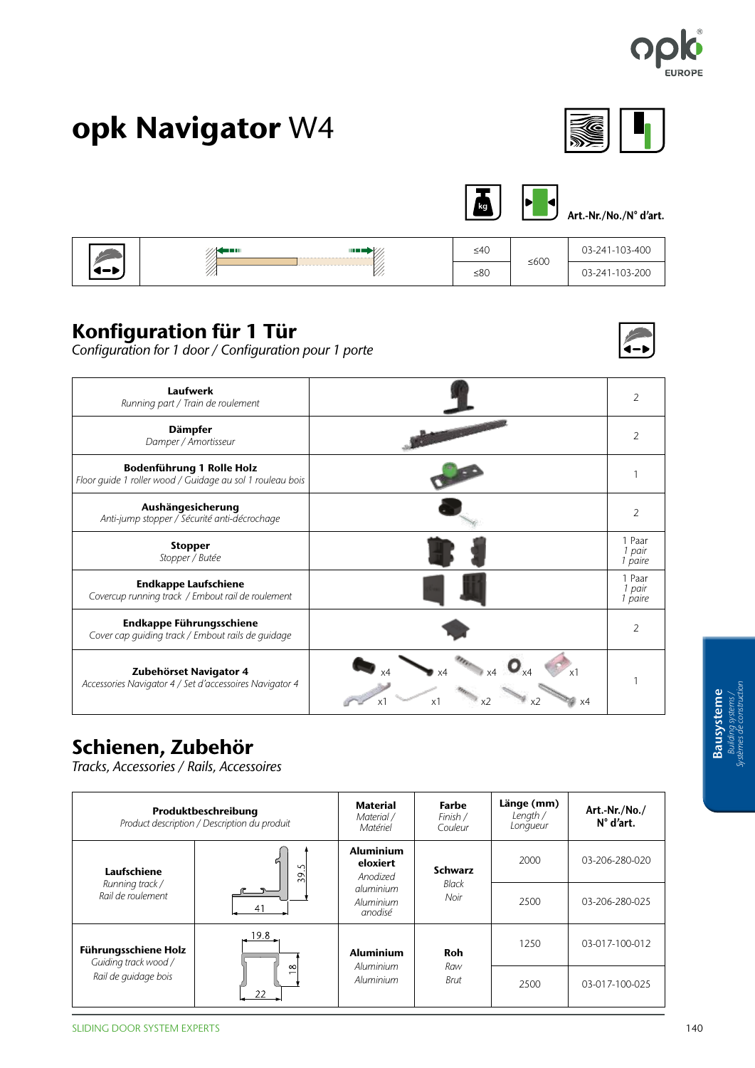# opk Navigator W4

Art.-Nr./No./N° d'art.

| | | kg | | Art.-Nr./No./N° d'art. |
|---|---|---|---|---|
| | | ≤40 | ≤600 | 03-241-103-400 |
| | | ≤80 | | 03-241-103-200 |

## Konfiguration für 1 Tür

*Configuration for 1 door / Configuration pour 1 porte*

| | | |
|---|---|---|
| **Laufwerk**<br>*Running part / Train de roulement* | | 2 |
| **Dämpfer**<br>*Damper / Amortisseur* | | 2 |
| **Bodenführung 1 Rolle Holz**<br>*Floor guide 1 roller wood / Guidage au sol 1 rouleau bois* | | 1 |
| **Aushängesicherung**<br>*Anti-jump stopper / Sécurité anti-décrochage* | | 2 |
| **Stopper**<br>*Stopper / Butée* | | 1 Paar<br>*1 pair*<br>*1 paire* |
| **Endkappe Laufschiene**<br>*Covercup running track / Embout rail de roulement* | | 1 Paar<br>*1 pair*<br>*1 paire* |
| **Endkappe Führungsschiene**<br>*Cover cap guiding track / Embout rails de guidage* | | 2 |
| **Zubehörset Navigator 4**<br>*Accessories Navigator 4 / Set d'accessoires Navigator 4* | x4 x4 x4 x4 x1<br>x1 x1 x2 x2 x4 | 1 |

## Schienen, Zubehör

*Tracks, Accessories / Rails, Accessoires*

| **Produktbeschreibung**<br>*Product description / Description du produit* | | **Material**<br>*Material / Matériel* | **Farbe**<br>*Finish / Couleur* | **Länge (mm)**<br>*Length / Longueur* | **Art.-Nr./No./ N° d'art.** |
|---|---|---|---|---|---|
| **Laufschiene**<br>*Running track / Rail de roulement* | 39.5<br>41 | **Aluminium eloxiert**<br>*Anodized aluminium*<br>*Aluminium anodisé* | **Schwarz**<br>*Black*<br>*Noir* | 2000 | 03-206-280-020 |
| | | | | 2500 | 03-206-280-025 |
| **Führungsschiene Holz**<br>*Guiding track wood / Rail de guidage bois* | 19.8<br>18<br>22 | **Aluminium**<br>*Aluminium*<br>*Aluminium* | **Roh**<br>*Raw*<br>*Brut* | 1250 | 03-017-100-012 |
| | | | | 2500 | 03-017-100-025 |

SLIDING DOOR SYSTEM EXPERTS

**Bausysteme**
*Building systems / Systèmes de construction*